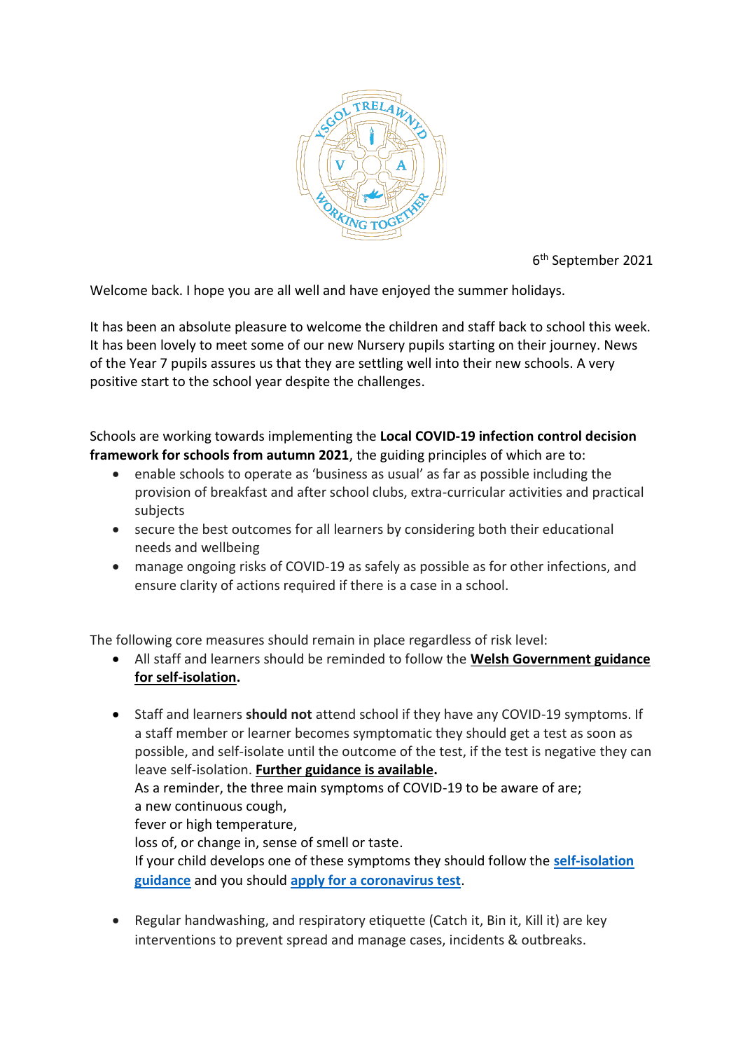6th September 2021

Welcome back. I hope you are all well and have enjoyed the summer holidays.

It has been an absolute pleasure to welcome the children and staff back to school this week. It has been lovely to meet some of our new Nursery pupils starting on their journey. News of the Year 7 pupils assures us that they are settling well into their new schools. A very positive start to the school year despite the challenges.

Schools are working towards implementing the **Local COVID-19 infection control decision framework for schools from autumn 2021**, the guiding principles of which are to:

- enable schools to operate as 'business as usual' as far as possible including the provision of breakfast and after school clubs, extra-curricular activities and practical subjects
- secure the best outcomes for all learners by considering both their educational needs and wellbeing
- manage ongoing risks of COVID-19 as safely as possible as for other infections, and ensure clarity of actions required if there is a case in a school.

The following core measures should remain in place regardless of risk level:

- All staff and learners should be reminded to follow the **Welsh Government guidance for self-isolation.**

- Staff and learners **should not** attend school if they have any COVID-19 symptoms. If a staff member or learner becomes symptomatic they should get a test as soon as possible, and self-isolate until the outcome of the test, if the test is negative they can leave self-isolation. **Further guidance is available.**
  As a reminder, the three main symptoms of COVID-19 to be aware of are;
  a new continuous cough,
  fever or high temperature,
  loss of, or change in, sense of smell or taste.
  If your child develops one of these symptoms they should follow the **self-isolation guidance** and you should **apply for a coronavirus test**.

- Regular handwashing, and respiratory etiquette (Catch it, Bin it, Kill it) are key interventions to prevent spread and manage cases, incidents & outbreaks.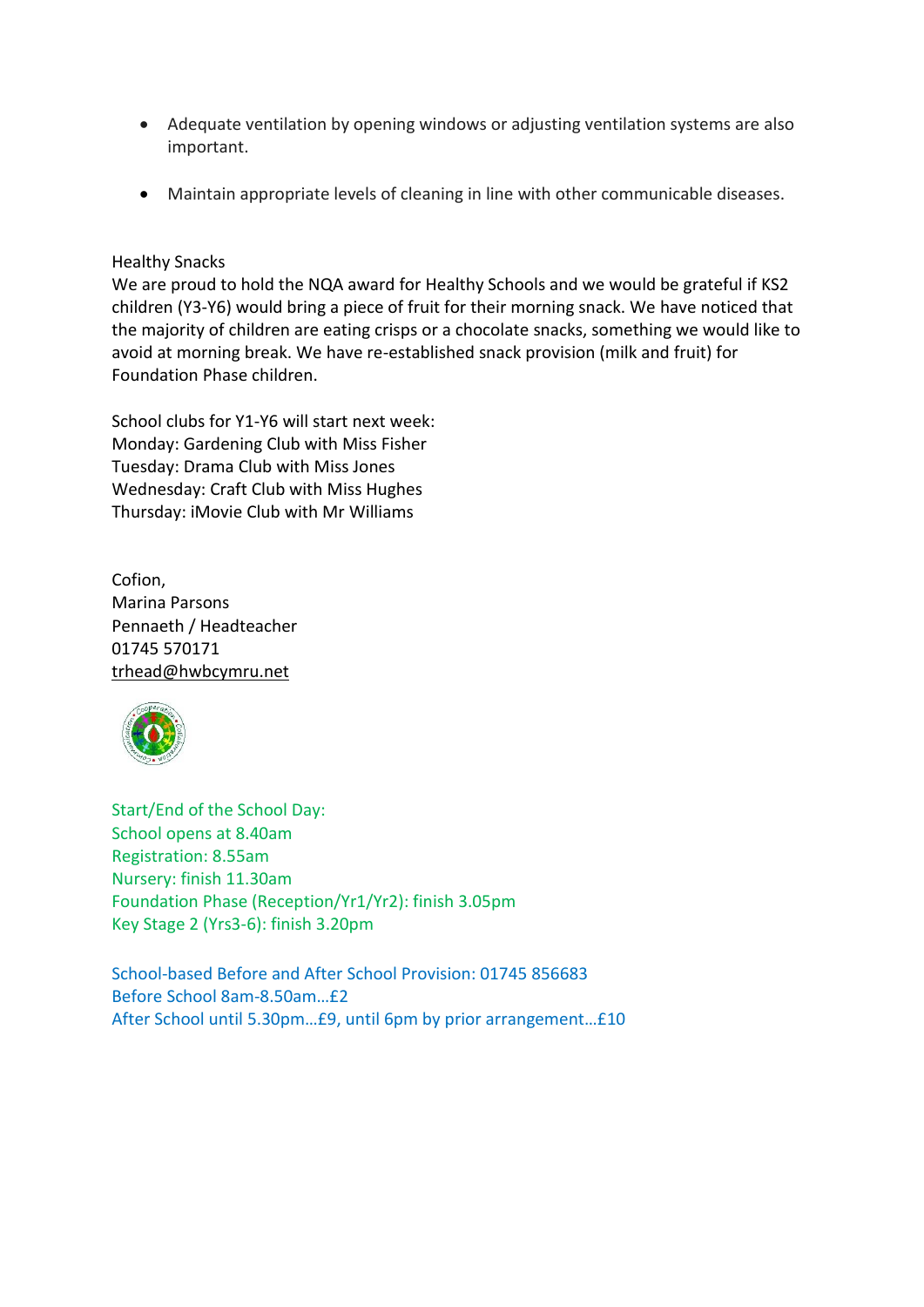- Adequate ventilation by opening windows or adjusting ventilation systems are also important.
- Maintain appropriate levels of cleaning in line with other communicable diseases.

Healthy Snacks
We are proud to hold the NQA award for Healthy Schools and we would be grateful if KS2 children (Y3-Y6) would bring a piece of fruit for their morning snack. We have noticed that the majority of children are eating crisps or a chocolate snacks, something we would like to avoid at morning break. We have re-established snack provision (milk and fruit) for Foundation Phase children.

School clubs for Y1-Y6 will start next week:
Monday: Gardening Club with Miss Fisher
Tuesday: Drama Club with Miss Jones
Wednesday: Craft Club with Miss Hughes
Thursday: iMovie Club with Mr Williams

Cofion,
Marina Parsons
Pennaeth / Headteacher
01745 570171
trhead@hwbcymru.net

Start/End of the School Day:
School opens at 8.40am
Registration: 8.55am
Nursery: finish 11.30am
Foundation Phase (Reception/Yr1/Yr2): finish 3.05pm
Key Stage 2 (Yrs3-6): finish 3.20pm

School-based Before and After School Provision: 01745 856683
Before School 8am-8.50am…£2
After School until 5.30pm…£9, until 6pm by prior arrangement…£10